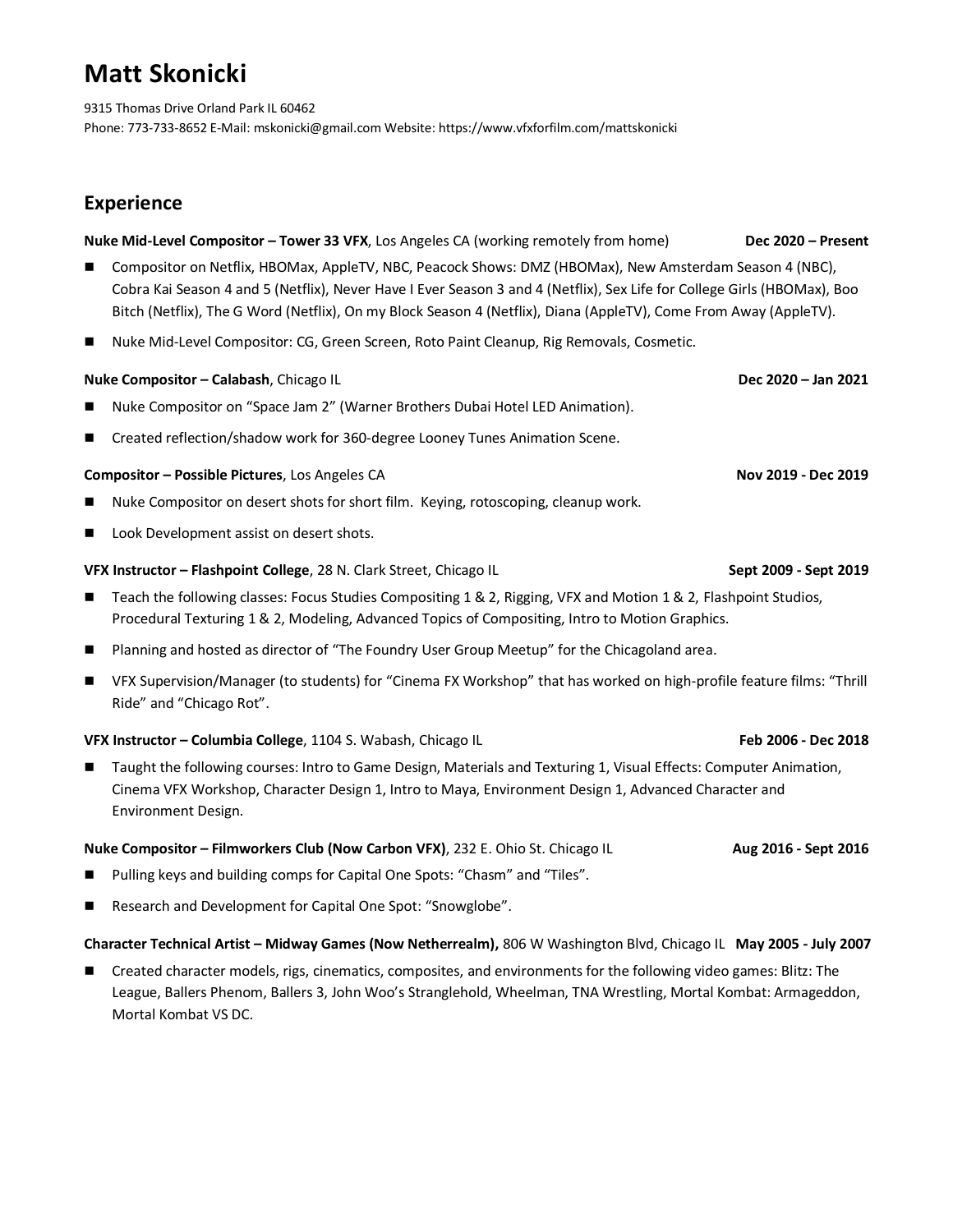# Matt Skonicki

9315 Thomas Drive Orland Park IL 60462
Phone: 773-733-8652 E-Mail: mskonicki@gmail.com Website: https://www.vfxforfilm.com/mattskonicki

## Experience

**Nuke Mid-Level Compositor – Tower 33 VFX**, Los Angeles CA (working remotely from home) **Dec 2020 – Present**

- Compositor on Netflix, HBOMax, AppleTV, NBC, Peacock Shows: DMZ (HBOMax), New Amsterdam Season 4 (NBC), Cobra Kai Season 4 and 5 (Netflix), Never Have I Ever Season 3 and 4 (Netflix), Sex Life for College Girls (HBOMax), Boo Bitch (Netflix), The G Word (Netflix), On my Block Season 4 (Netflix), Diana (AppleTV), Come From Away (AppleTV).
- Nuke Mid-Level Compositor: CG, Green Screen, Roto Paint Cleanup, Rig Removals, Cosmetic.

**Nuke Compositor – Calabash**, Chicago IL **Dec 2020 – Jan 2021**

- Nuke Compositor on "Space Jam 2" (Warner Brothers Dubai Hotel LED Animation).
- Created reflection/shadow work for 360-degree Looney Tunes Animation Scene.

**Compositor – Possible Pictures**, Los Angeles CA **Nov 2019 - Dec 2019**

- Nuke Compositor on desert shots for short film. Keying, rotoscoping, cleanup work.
- Look Development assist on desert shots.

**VFX Instructor – Flashpoint College**, 28 N. Clark Street, Chicago IL **Sept 2009 - Sept 2019**

- Teach the following classes: Focus Studies Compositing 1 & 2, Rigging, VFX and Motion 1 & 2, Flashpoint Studios, Procedural Texturing 1 & 2, Modeling, Advanced Topics of Compositing, Intro to Motion Graphics.
- Planning and hosted as director of "The Foundry User Group Meetup" for the Chicagoland area.
- VFX Supervision/Manager (to students) for "Cinema FX Workshop" that has worked on high-profile feature films: "Thrill Ride" and "Chicago Rot".

**VFX Instructor – Columbia College**, 1104 S. Wabash, Chicago IL **Feb 2006 - Dec 2018**

- Taught the following courses: Intro to Game Design, Materials and Texturing 1, Visual Effects: Computer Animation, Cinema VFX Workshop, Character Design 1, Intro to Maya, Environment Design 1, Advanced Character and Environment Design.

**Nuke Compositor – Filmworkers Club (Now Carbon VFX)**, 232 E. Ohio St. Chicago IL **Aug 2016 - Sept 2016**

- Pulling keys and building comps for Capital One Spots: "Chasm" and "Tiles".
- Research and Development for Capital One Spot: "Snowglobe".

**Character Technical Artist – Midway Games (Now Netherrealm),** 806 W Washington Blvd, Chicago IL **May 2005 - July 2007**

- Created character models, rigs, cinematics, composites, and environments for the following video games: Blitz: The League, Ballers Phenom, Ballers 3, John Woo's Stranglehold, Wheelman, TNA Wrestling, Mortal Kombat: Armageddon, Mortal Kombat VS DC.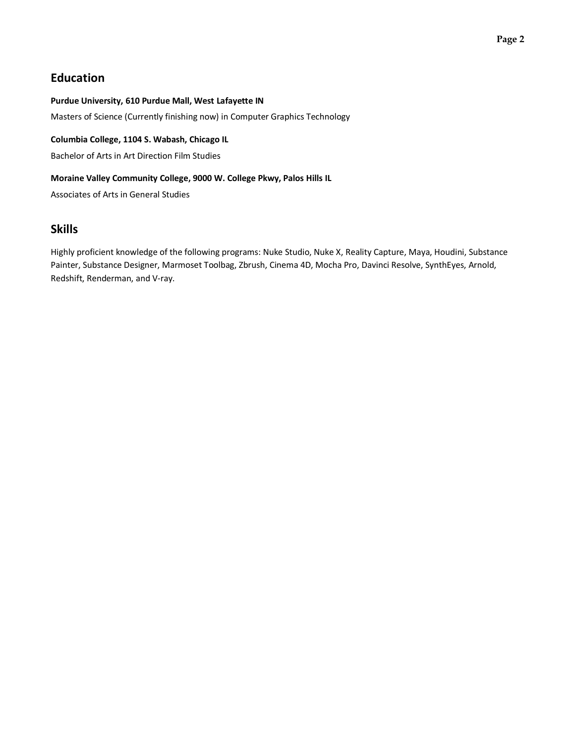## Education

**Purdue University, 610 Purdue Mall, West Lafayette IN**

Masters of Science (Currently finishing now) in Computer Graphics Technology

**Columbia College, 1104 S. Wabash, Chicago IL**

Bachelor of Arts in Art Direction Film Studies

**Moraine Valley Community College, 9000 W. College Pkwy, Palos Hills IL**

Associates of Arts in General Studies

## Skills

Highly proficient knowledge of the following programs: Nuke Studio, Nuke X, Reality Capture, Maya, Houdini, Substance Painter, Substance Designer, Marmoset Toolbag, Zbrush, Cinema 4D, Mocha Pro, Davinci Resolve, SynthEyes, Arnold, Redshift, Renderman, and V-ray.